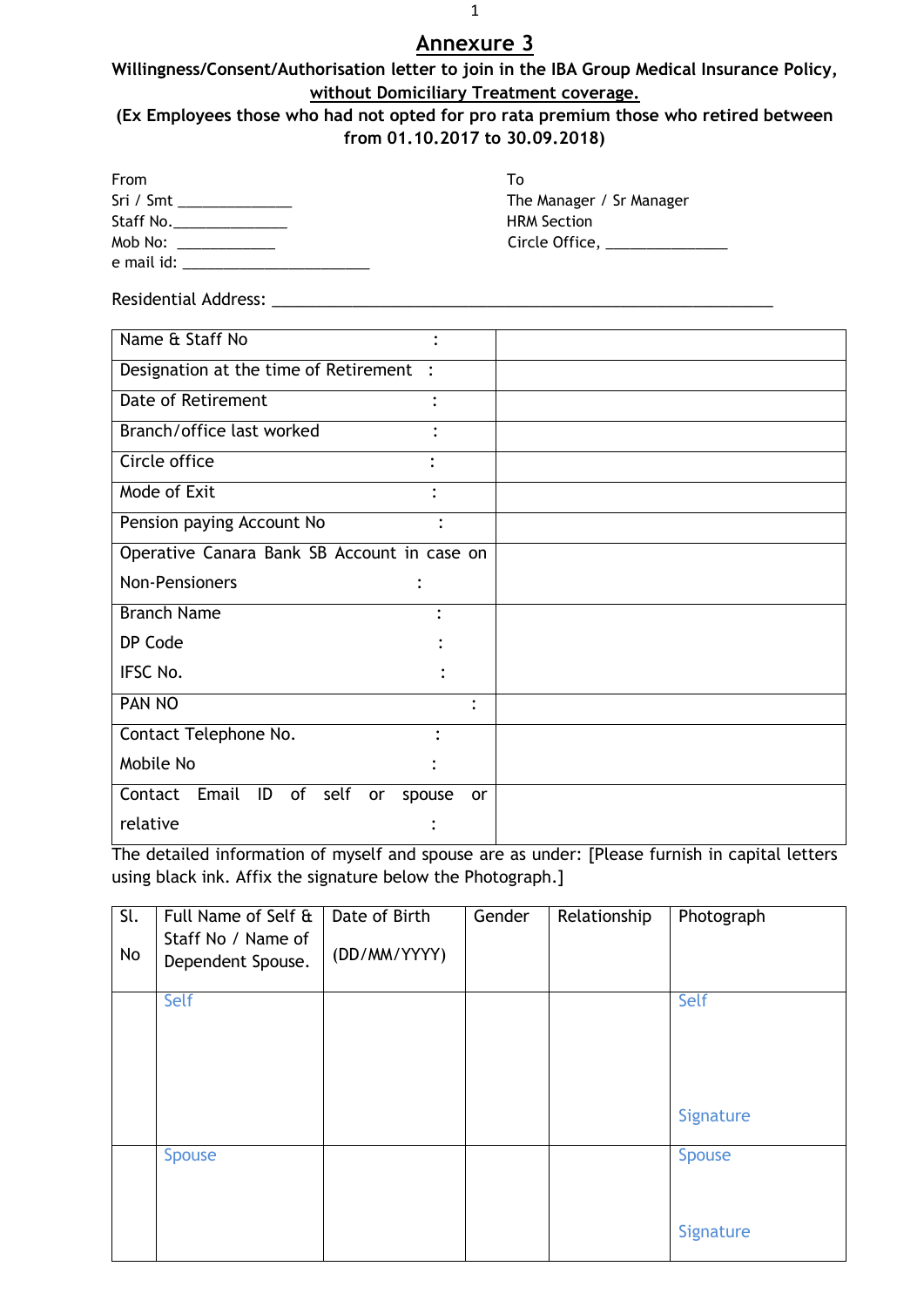# Annexure 3

**Willingness/Consent/Authorisation letter to join in the IBA Group Medical Insurance Policy, without Domiciliary Treatment coverage.**

**(Ex Employees those who had not opted for pro rata premium those who retired between from 01.10.2017 to 30.09.2018)**

From
Sri / Smt ______________
Staff No.______________
Mob No: ____________
e mail id: ________________________

To
The Manager / Sr Manager
HRM Section
Circle Office, _______________

Residential Address: ________________________________________________________________

| | |
|---|---|
| Name & Staff No : | |
| Designation at the time of Retirement : | |
| Date of Retirement : | |
| Branch/office last worked : | |
| Circle office : | |
| Mode of Exit : | |
| Pension paying Account No : | |
| Operative Canara Bank SB Account in case on Non-Pensioners : | |
| Branch Name :<br>DP Code :<br>IFSC No. : | |
| PAN NO : | |
| Contact Telephone No. :<br>Mobile No : | |
| Contact Email ID of self or spouse or relative : | |

The detailed information of myself and spouse are as under: [Please furnish in capital letters using black ink. Affix the signature below the Photograph.]

| Sl. No | Full Name of Self & Staff No / Name of Dependent Spouse. | Date of Birth (DD/MM/YYYY) | Gender | Relationship | Photograph |
|---|---|---|---|---|---|
| | Self | | | | Self<br><br>Signature |
| | Spouse | | | | Spouse<br><br>Signature |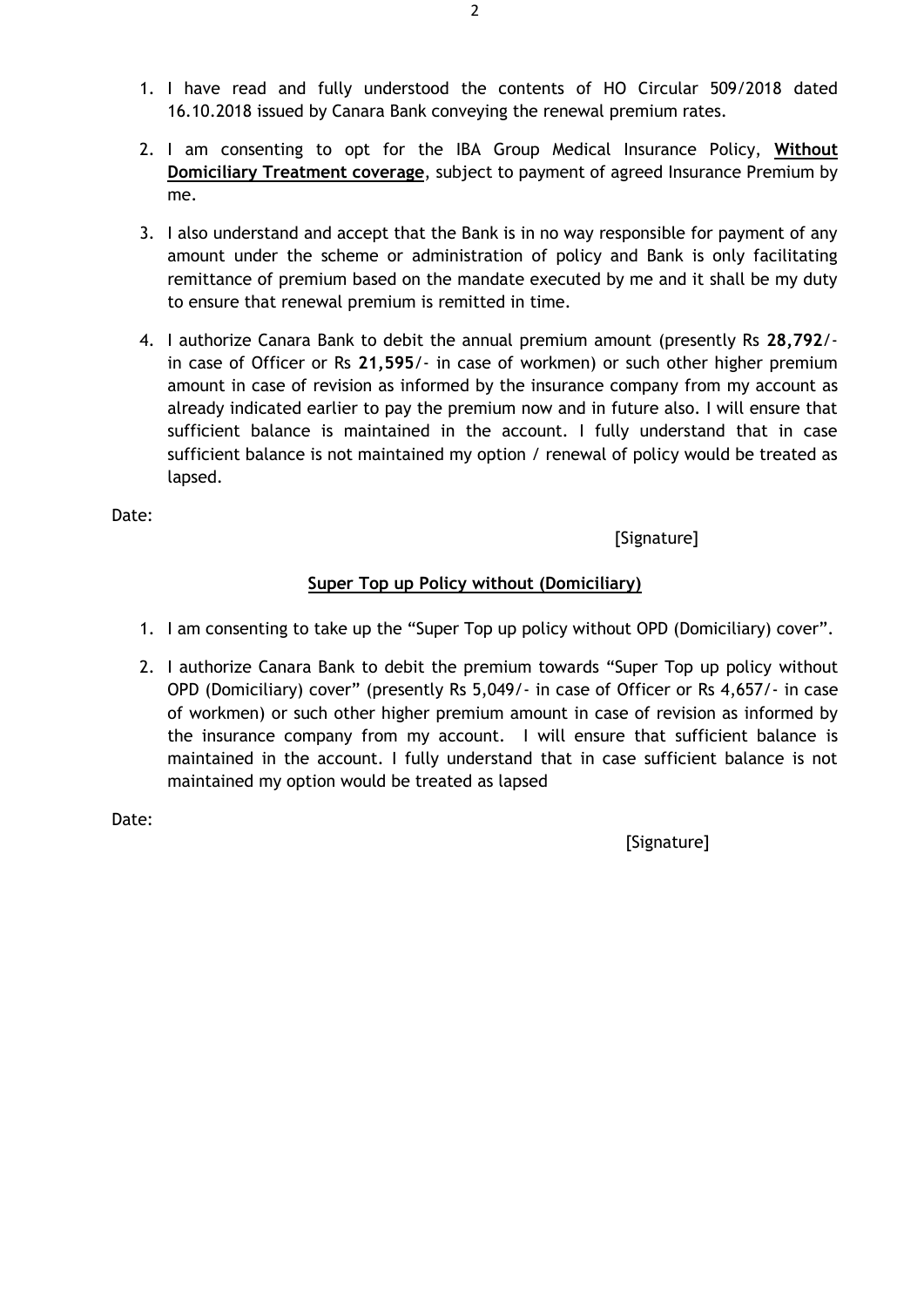1. I have read and fully understood the contents of HO Circular 509/2018 dated 16.10.2018 issued by Canara Bank conveying the renewal premium rates.

2. I am consenting to opt for the IBA Group Medical Insurance Policy, **Without Domiciliary Treatment coverage**, subject to payment of agreed Insurance Premium by me.

3. I also understand and accept that the Bank is in no way responsible for payment of any amount under the scheme or administration of policy and Bank is only facilitating remittance of premium based on the mandate executed by me and it shall be my duty to ensure that renewal premium is remitted in time.

4. I authorize Canara Bank to debit the annual premium amount (presently Rs **28,792**/- in case of Officer or Rs **21,595**/- in case of workmen) or such other higher premium amount in case of revision as informed by the insurance company from my account as already indicated earlier to pay the premium now and in future also. I will ensure that sufficient balance is maintained in the account. I fully understand that in case sufficient balance is not maintained my option / renewal of policy would be treated as lapsed.

Date:

[Signature]

## Super Top up Policy without (Domiciliary)

1. I am consenting to take up the "Super Top up policy without OPD (Domiciliary) cover".

2. I authorize Canara Bank to debit the premium towards "Super Top up policy without OPD (Domiciliary) cover" (presently Rs 5,049/- in case of Officer or Rs 4,657/- in case of workmen) or such other higher premium amount in case of revision as informed by the insurance company from my account. I will ensure that sufficient balance is maintained in the account. I fully understand that in case sufficient balance is not maintained my option would be treated as lapsed

Date:

[Signature]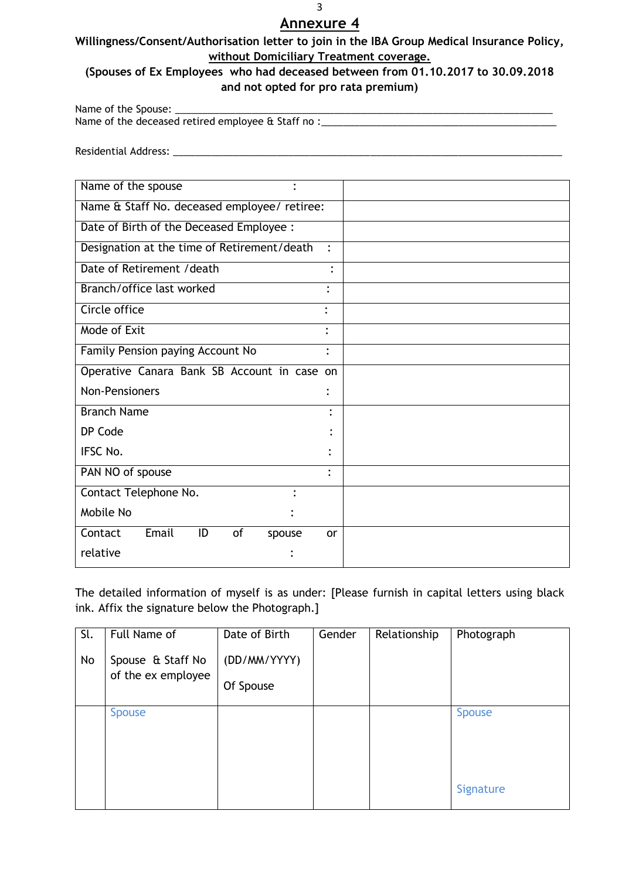## Annexure 4

**Willingness/Consent/Authorisation letter to join in the IBA Group Medical Insurance Policy, without Domiciliary Treatment coverage.**

**(Spouses of Ex Employees who had deceased between from 01.10.2017 to 30.09.2018 and not opted for pro rata premium)**

Name of the Spouse: ___________________________________________________________________________

Name of the deceased retired employee & Staff no :_____________________________________________

Residential Address: __________________________________________________________________________

| | |
|---|---|
| Name of the spouse : | |
| Name & Staff No. deceased employee/ retiree: | |
| Date of Birth of the Deceased Employee : | |
| Designation at the time of Retirement/death : | |
| Date of Retirement /death : | |
| Branch/office last worked : | |
| Circle office : | |
| Mode of Exit : | |
| Family Pension paying Account No : | |
| Operative Canara Bank SB Account in case on Non-Pensioners : | |
| Branch Name :<br>DP Code :<br>IFSC No. : | |
| PAN NO of spouse : | |
| Contact Telephone No. :<br>Mobile No : | |
| Contact Email ID of spouse or relative : | |

The detailed information of myself is as under: [Please furnish in capital letters using black ink. Affix the signature below the Photograph.]

| Sl. No | Full Name of Spouse & Staff No of the ex employee | Date of Birth (DD/MM/YYYY) Of Spouse | Gender | Relationship | Photograph |
|---|---|---|---|---|---|
| | Spouse | | | | Spouse<br><br>Signature |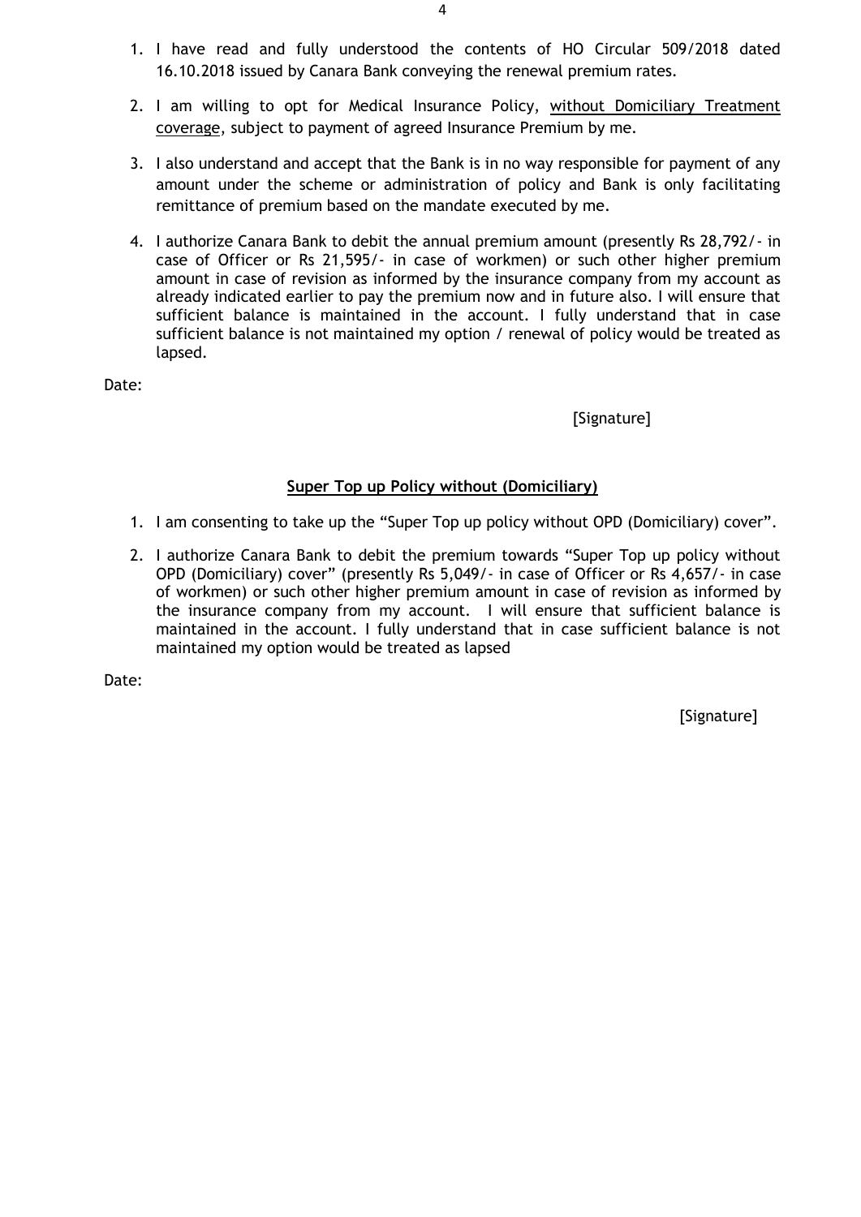1. I have read and fully understood the contents of HO Circular 509/2018 dated 16.10.2018 issued by Canara Bank conveying the renewal premium rates.

2. I am willing to opt for Medical Insurance Policy, <u>without Domiciliary Treatment coverage</u>, subject to payment of agreed Insurance Premium by me.

3. I also understand and accept that the Bank is in no way responsible for payment of any amount under the scheme or administration of policy and Bank is only facilitating remittance of premium based on the mandate executed by me.

4. I authorize Canara Bank to debit the annual premium amount (presently Rs 28,792/- in case of Officer or Rs 21,595/- in case of workmen) or such other higher premium amount in case of revision as informed by the insurance company from my account as already indicated earlier to pay the premium now and in future also. I will ensure that sufficient balance is maintained in the account. I fully understand that in case sufficient balance is not maintained my option / renewal of policy would be treated as lapsed.

Date:

[Signature]

## Super Top up Policy without (Domiciliary)

1. I am consenting to take up the “Super Top up policy without OPD (Domiciliary) cover”.

2. I authorize Canara Bank to debit the premium towards “Super Top up policy without OPD (Domiciliary) cover” (presently Rs 5,049/- in case of Officer or Rs 4,657/- in case of workmen) or such other higher premium amount in case of revision as informed by the insurance company from my account. I will ensure that sufficient balance is maintained in the account. I fully understand that in case sufficient balance is not maintained my option would be treated as lapsed

Date:

[Signature]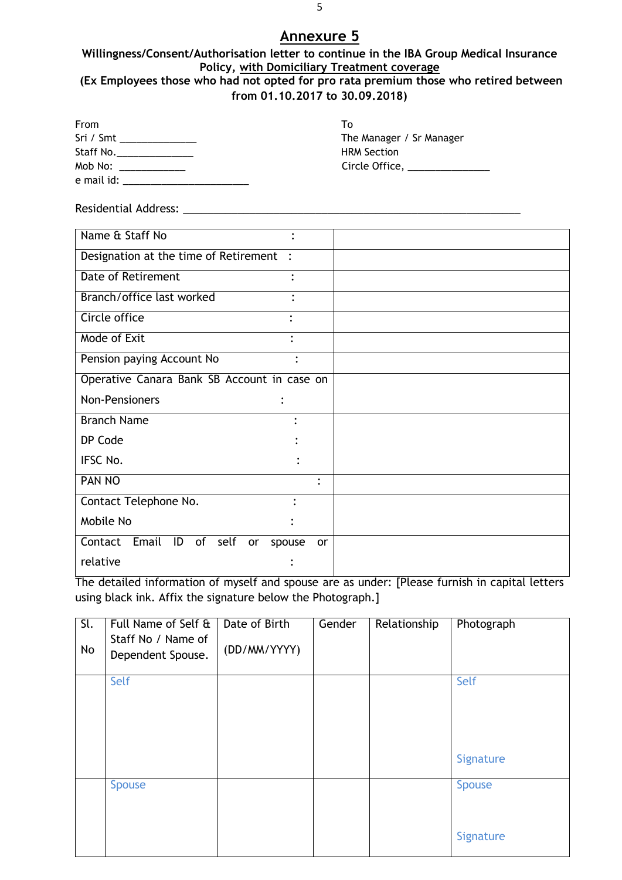# Annexure 5

**Willingness/Consent/Authorisation letter to continue in the IBA Group Medical Insurance Policy, with Domiciliary Treatment coverage**
**(Ex Employees those who had not opted for pro rata premium those who retired between from 01.10.2017 to 30.09.2018)**

From
Sri / Smt _____________
Staff No._____________
Mob No: ___________
e mail id: _____________________

To
The Manager / Sr Manager
HRM Section
Circle Office, ______________

Residential Address: ____________________________________________________

| | |
|---|---|
| Name & Staff No : | |
| Designation at the time of Retirement : | |
| Date of Retirement : | |
| Branch/office last worked : | |
| Circle office : | |
| Mode of Exit : | |
| Pension paying Account No : | |
| Operative Canara Bank SB Account in case on Non-Pensioners : | |
| Branch Name :<br>DP Code :<br>IFSC No. : | |
| PAN NO : | |
| Contact Telephone No.<br>Mobile No : | |
| Contact Email ID of self or spouse or relative : | |

The detailed information of myself and spouse are as under: [Please furnish in capital letters using black ink. Affix the signature below the Photograph.]

| Sl. No | Full Name of Self & Staff No / Name of Dependent Spouse. | Date of Birth (DD/MM/YYYY) | Gender | Relationship | Photograph |
|---|---|---|---|---|---|
| | Self | | | | Self<br><br>Signature |
| | Spouse | | | | Spouse<br><br>Signature |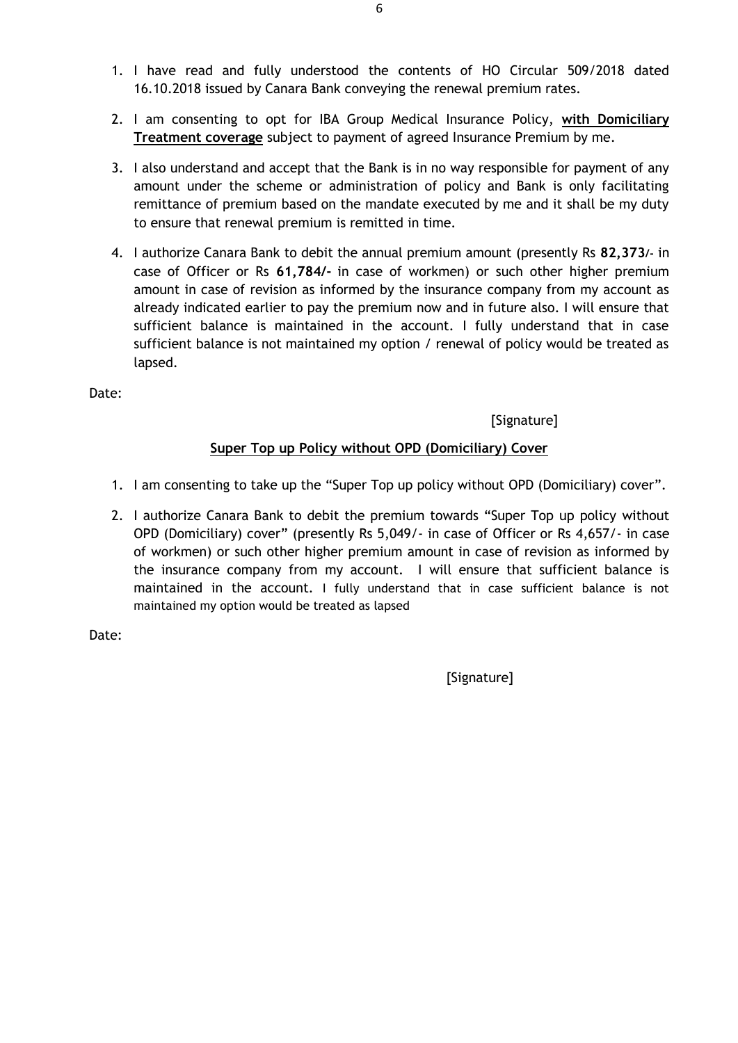1. I have read and fully understood the contents of HO Circular 509/2018 dated 16.10.2018 issued by Canara Bank conveying the renewal premium rates.

2. I am consenting to opt for IBA Group Medical Insurance Policy, **with Domiciliary Treatment coverage** subject to payment of agreed Insurance Premium by me.

3. I also understand and accept that the Bank is in no way responsible for payment of any amount under the scheme or administration of policy and Bank is only facilitating remittance of premium based on the mandate executed by me and it shall be my duty to ensure that renewal premium is remitted in time.

4. I authorize Canara Bank to debit the annual premium amount (presently Rs **82,373/-** in case of Officer or Rs **61,784/-** in case of workmen) or such other higher premium amount in case of revision as informed by the insurance company from my account as already indicated earlier to pay the premium now and in future also. I will ensure that sufficient balance is maintained in the account. I fully understand that in case sufficient balance is not maintained my option / renewal of policy would be treated as lapsed.

Date:

[Signature]

**Super Top up Policy without OPD (Domiciliary) Cover**

1. I am consenting to take up the "Super Top up policy without OPD (Domiciliary) cover".

2. I authorize Canara Bank to debit the premium towards "Super Top up policy without OPD (Domiciliary) cover" (presently Rs 5,049/- in case of Officer or Rs 4,657/- in case of workmen) or such other higher premium amount in case of revision as informed by the insurance company from my account. I will ensure that sufficient balance is maintained in the account. I fully understand that in case sufficient balance is not maintained my option would be treated as lapsed

Date:

[Signature]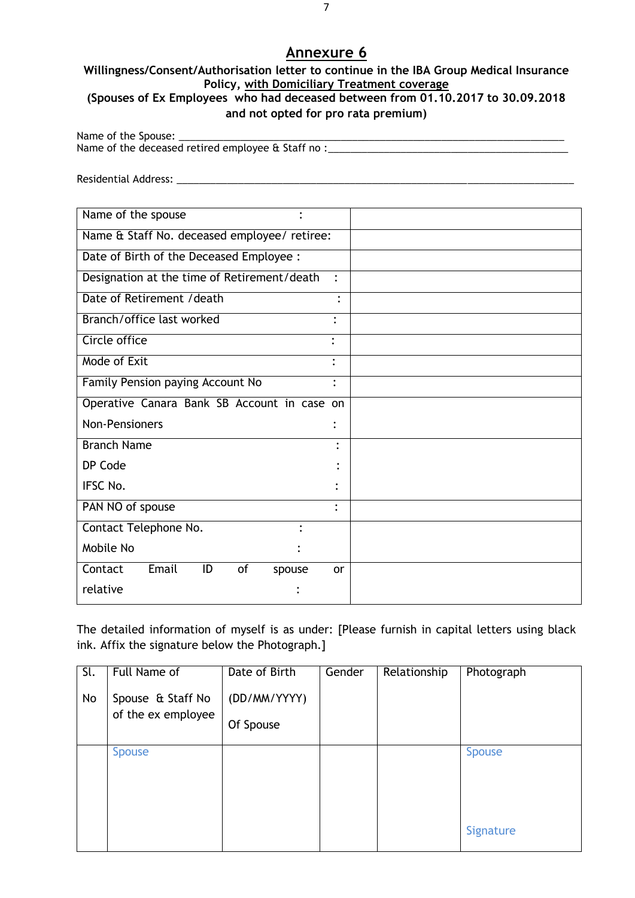# Annexure 6

**Willingness/Consent/Authorisation letter to continue in the IBA Group Medical Insurance Policy, with Domiciliary Treatment coverage**
**(Spouses of Ex Employees who had deceased between from 01.10.2017 to 30.09.2018 and not opted for pro rata premium)**

Name of the Spouse: ____________________________________________
Name of the deceased retired employee & Staff no :______________________________

Residential Address: ____________________________________________

| | |
|---|---|
| Name of the spouse : | |
| Name & Staff No. deceased employee/ retiree: | |
| Date of Birth of the Deceased Employee : | |
| Designation at the time of Retirement/death : | |
| Date of Retirement /death : | |
| Branch/office last worked : | |
| Circle office : | |
| Mode of Exit : | |
| Family Pension paying Account No : | |
| Operative Canara Bank SB Account in case on Non-Pensioners : | |
| Branch Name :<br>DP Code :<br>IFSC No. : | |
| PAN NO of spouse : | |
| Contact Telephone No. :<br>Mobile No : | |
| Contact Email ID of spouse or relative : | |

The detailed information of myself is as under: [Please furnish in capital letters using black ink. Affix the signature below the Photograph.]

| Sl. No | Full Name of Spouse & Staff No of the ex employee | Date of Birth (DD/MM/YYYY) Of Spouse | Gender | Relationship | Photograph |
|---|---|---|---|---|---|
| | Spouse | | | | Spouse<br><br>Signature |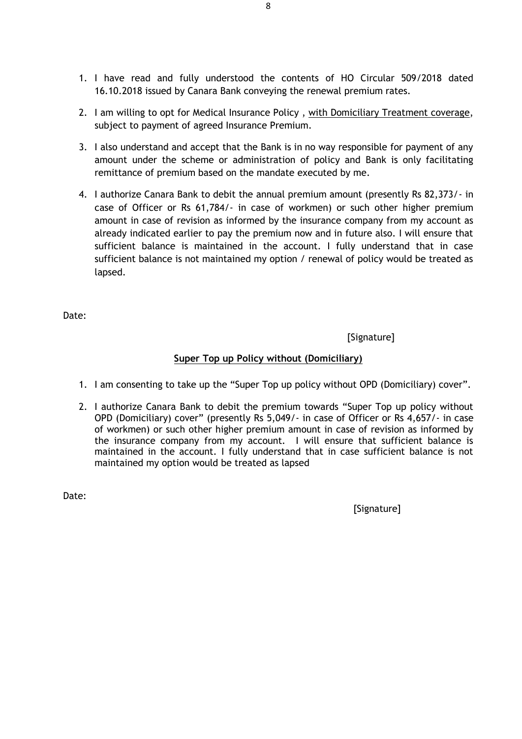1. I have read and fully understood the contents of HO Circular 509/2018 dated 16.10.2018 issued by Canara Bank conveying the renewal premium rates.

2. I am willing to opt for Medical Insurance Policy , <u>with Domiciliary Treatment coverage</u>, subject to payment of agreed Insurance Premium.

3. I also understand and accept that the Bank is in no way responsible for payment of any amount under the scheme or administration of policy and Bank is only facilitating remittance of premium based on the mandate executed by me.

4. I authorize Canara Bank to debit the annual premium amount (presently Rs 82,373/- in case of Officer or Rs 61,784/- in case of workmen) or such other higher premium amount in case of revision as informed by the insurance company from my account as already indicated earlier to pay the premium now and in future also. I will ensure that sufficient balance is maintained in the account. I fully understand that in case sufficient balance is not maintained my option / renewal of policy would be treated as lapsed.

Date:

[Signature]

**<u>Super Top up Policy without (Domiciliary)</u>**

1. I am consenting to take up the "Super Top up policy without OPD (Domiciliary) cover".

2. I authorize Canara Bank to debit the premium towards "Super Top up policy without OPD (Domiciliary) cover" (presently Rs 5,049/- in case of Officer or Rs 4,657/- in case of workmen) or such other higher premium amount in case of revision as informed by the insurance company from my account. I will ensure that sufficient balance is maintained in the account. I fully understand that in case sufficient balance is not maintained my option would be treated as lapsed

Date:

[Signature]